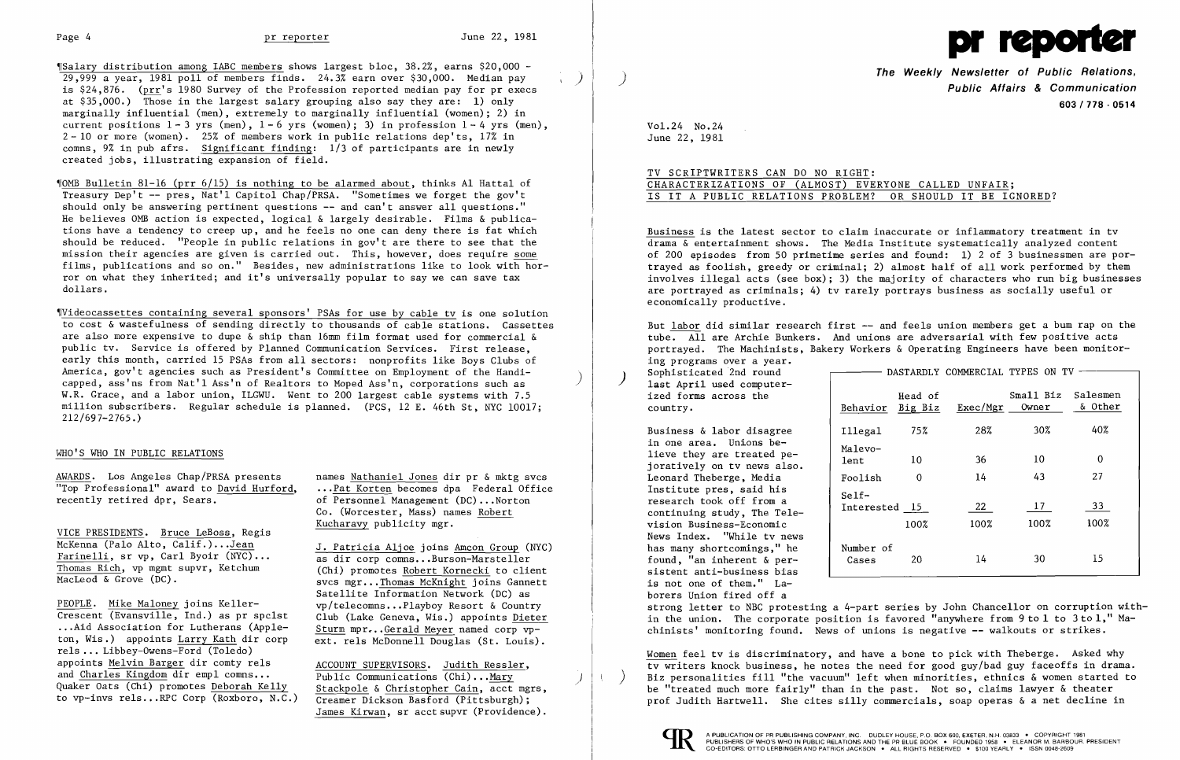¶Salary distribution among IABC members shows largest bloc, 38.2%, earns $20,000 - 29,999 a year, 1981 poll of members finds. 24.3% earn over $30,000. Median pay is $24,876. (prr's 1980 Survey of the Profession reported median pay for pr execs at $35,000.) Those in the largest salary grouping also say they are: 1) only marginally influential (men), extremely to marginally influential (women); 2) in current positions 1 - 3 yrs (men), 1 - 6 yrs (women); 3) in profession 1 - 4 yrs (men), 2 - 10 or more (women). 25% of members work in public relations dep'ts, 17% in comns, 9% in pub afrs. Significant finding: 1/3 of participants are in newly created jobs, illustrating expansion of field.

¶OMB Bulletin 81-16 (prr 6/15) is nothing to be alarmed about, thinks Al Hattal of Treasury Dep't -- pres, Nat'l Capitol Chap/PRSA. "Sometimes we forget the gov't should only be answering pertinent questions -- and can't answer all questions." He believes OMB action is expected, logical & largely desirable. Films & publications have a tendency to creep up, and he feels no one can deny there is fat which should be reduced. "People in public relations in gov't are there to see that the mission their agencies are given is carried out. This, however, does require some films, publications and so on." Besides, new administrations like to look with horror on what they inherited; and it's universally popular to say we can save tax dollars.

¶Videocassettes containing several sponsors' PSAs for use by cable tv is one solution to cost & wastefulness of sending directly to thousands of cable stations. Cassettes are also more expensive to dupe & ship than 16mm film format used for commercial & public tv. Service is offered by Planned Communication Services. First release, early this month, carried 15 PSAs from all sectors: nonprofits like Boys Clubs of America, gov't agencies such as President's Committee on Employment of the Handicapped, ass'ns from Nat'l Ass'n of Realtors to Moped Ass'n, corporations such as W.R. Grace, and a labor union, ILGWU. Went to 200 largest cable systems with 7.5 million subscribers. Regular schedule is planned. (PCS, 12 E. 46th St, NYC 10017; 212/697-2765.)

## WHO'S WHO IN PUBLIC RELATIONS

AWARDS. Los Angeles Chap/PRSA presents "Top Professional" award to David Hurford, recently retired dpr, Sears.

VICE PRESIDENTS. Bruce LeBoss, Regis McKenna (Palo Alto, Calif.)...Jean Farinelli, sr vp, Carl Byoir (NYC)... Thomas Rich, vp mgmt supvr, Ketchum MacLeod & Grove (DC).

PEOPLE. Mike Maloney joins Keller-Crescent (Evansville, Ind.) as pr spclst ...Aid Association for Lutherans (Appleton, Wis.) appoints Larry Kath dir corp rels ... Libbey-Owens-Ford (Toledo) appoints Melvin Barger dir comty rels and Charles Kingdom dir empl comns... Quaker Oats (Chi) promotes Deborah Kelly to vp-invs rels...RPC Corp (Roxboro, N.C.) names Nathaniel Jones dir pr & mktg svcs ...Pat Korten becomes dpa Federal Office of Personnel Management (DC)...Norton Co. (Worcester, Mass) names Robert Kucharavy publicity mgr.

J. Patricia Aljoe joins Amcon Group (NYC) as dir corp comns...Burson-Marsteller (Chi) promotes Robert Kornecki to client svcs mgr...Thomas McKnight joins Gannett Satellite Information Network (DC) as vp/telecomns...Playboy Resort & Country Club (Lake Geneva, Wis.) appoints Dieter Sturm mpr...Gerald Meyer named corp vp-ext. rels McDonnell Douglas (St. Louis).

ACCOUNT SUPERVISORS. Judith Ressler, Public Communications (Chi)...Mary Stackpole & Christopher Cain, acct mgrs, Creamer Dickson Basford (Pittsburgh); James Kirwan, sr acct supvr (Providence).

# pr reporter

**The Weekly Newsletter of Public Relations, Public Affairs & Communication**

603 / 778 - 0514

Vol.24 No.24
June 22, 1981

## TV SCRIPTWRITERS CAN DO NO RIGHT: CHARACTERIZATIONS OF (ALMOST) EVERYONE CALLED UNFAIR; IS IT A PUBLIC RELATIONS PROBLEM? OR SHOULD IT BE IGNORED?

Business is the latest sector to claim inaccurate or inflammatory treatment in tv drama & entertainment shows. The Media Institute systematically analyzed content of 200 episodes from 50 primetime series and found: 1) 2 of 3 businessmen are portrayed as foolish, greedy or criminal; 2) almost half of all work performed by them involves illegal acts (see box); 3) the majority of characters who run big businesses are portrayed as criminals; 4) tv rarely portrays business as socially useful or economically productive.

But labor did similar research first -- and feels union members get a bum rap on the tube. All are Archie Bunkers. And unions are adversarial with few positive acts portrayed. The Machinists, Bakery Workers & Operating Engineers have been monitoring programs over a year. Sophisticated 2nd round last April used computerized forms across the country.

**DASTARDLY COMMERCIAL TYPES ON TV**

| Behavior | Head of Big Biz | Exec/Mgr | Small Biz Owner | Salesmen & Other |
|---|---|---|---|---|
| Illegal | 75% | 28% | 30% | 40% |
| Malevolent | 10 | 36 | 10 | 0 |
| Foolish | 0 | 14 | 43 | 27 |
| Self-Interested | 15 | 22 | 17 | 33 |
| | 100% | 100% | 100% | 100% |
| Number of Cases | 20 | 14 | 30 | 15 |

Business & labor disagree in one area. Unions believe they are treated pejoratively on tv news also. Leonard Theberge, Media Institute pres, said his research took off from a continuing study, The Television Business-Economic News Index. "While tv news has many shortcomings," he found, "an inherent & persistent anti-business bias is not one of them." Laborers Union fired off a strong letter to NBC protesting a 4-part series by John Chancellor on corruption within the union. The corporate position is favored "anywhere from 9 to 1 to 3 to 1," Machinists' monitoring found. News of unions is negative -- walkouts or strikes.

Women feel tv is discriminatory, and have a bone to pick with Theberge. Asked why tv writers knock business, he notes the need for good guy/bad guy faceoffs in drama. Biz personalities fill "the vacuum" left when minorities, ethnics & women started to be "treated much more fairly" than in the past. Not so, claims lawyer & theater prof Judith Hartwell. She cites silly commercials, soap operas & a net decline in

A PUBLICATION OF PR PUBLISHING COMPANY, INC. DUDLEY HOUSE, P.O. BOX 600, EXETER, N.H. 03833 • COPYRIGHT 1981 PUBLISHERS OF WHO'S WHO IN PUBLIC RELATIONS AND THE PR BLUE BOOK • FOUNDED 1958 • ELEANOR M. BARBOUR, PRESIDENT CO-EDITORS: OTTO LERBINGER AND PATRICK JACKSON • ALL RIGHTS RESERVED • $100 YEARLY • ISSN 0048-2609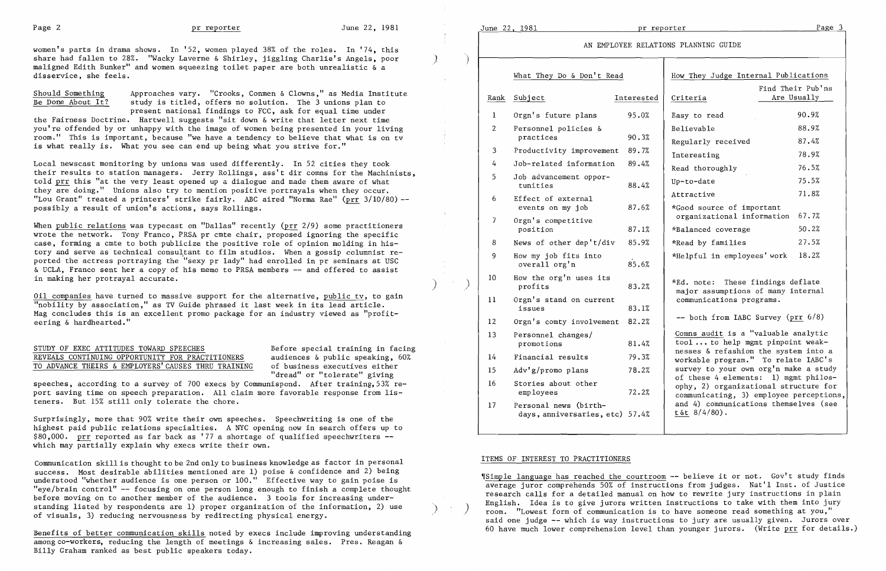women's parts in drama shows. In '52, women played 38% of the roles. In '74, this share had fallen to 28%. "Wacky Laverne & Shirley, jiggling Charlie's Angels, poor maligned Edith Bunker" and women squeezing toilet paper are both unrealistic & a disservice, she feels.

Should Something Be Done About It? Approaches vary. "Crooks, Conmen & Clowns," as Media Institute study is titled, offers no solution. The 3 unions plan to present national findings to FCC, ask for equal time under the Fairness Doctrine. Hartwell suggests "sit down & write that letter next time you're offended by or unhappy with the image of women being presented in your living room." This is important, because "we have a tendency to believe that what is on tv is what really is. What you see can end up being what you strive for."

Local newscast monitoring by unions was used differently. In 52 cities they took their results to station managers. Jerry Rollings, ass't dir comns for the Machinists, told prr this "at the very least opened up a dialogue and made them aware of what they are doing." Unions also try to mention positive portrayals when they occur. "Lou Grant" treated a printers' strike fairly. ABC aired "Norma Rae" (prr 3/10/80) -- possibly a result of union's actions, says Rollings.

When public relations was typecast on "Dallas" recently (prr 2/9) some practitioners wrote the network. Tony Franco, PRSA pr cmte chair, proposed ignoring the specific case, forming a cmte to both publicize the positive role of opinion molding in history and serve as technical consultant to film studios. When a gossip columnist reported the actress portraying the "sexy pr lady" had enrolled in pr seminars at USC & UCLA, Franco sent her a copy of his memo to PRSA members -- and offered to assist in making her protrayal accurate.

Oil companies have turned to massive support for the alternative, public tv, to gain "nobility by association," as TV Guide phrased it last week in its lead article. Mag concludes this is an excellent promo package for an industry viewed as "profiteering & hardhearted."

## STUDY OF EXEC ATTITUDES TOWARD SPEECHES REVEALS CONTINUING OPPORTUNITY FOR PRACTITIONERS TO ADVANCE THEIRS & EMPLOYERS' CAUSES THRU TRAINING

Before special training in facing audiences & public speaking, 60% of business executives either "dread" or "tolerate" giving speeches, according to a survey of 700 execs by Communispond. After training, 53% report saving time on speech preparation. All claim more favorable response from listeners. But 15% still only tolerate the chore.

Surprisingly, more that 90% write their own speeches. Speechwriting is one of the highest paid public relations specialties. A NYC opening now in search offers up to $80,000. prr reported as far back as '77 a shortage of qualified speechwriters -- which may partially explain why execs write their own.

Communication skill is thought to be 2nd only to business knowledge as factor in personal success. Most desirable abilities mentioned are 1) poise & confidence and 2) being understood "whether audience is one person or 100." Effective way to gain poise is "eye/brain control" -- focusing on one person long enough to finish a complete thought before moving on to another member of the audience. 3 tools for increasing understanding listed by respondents are 1) proper organization of the information, 2) use of visuals, 3) reducing nervousness by redirecting physical energy.

Benefits of better communication skills noted by execs include improving understanding among co-workers, reducing the length of meetings & increasing sales. Pres. Reagan & Billy Graham ranked as best public speakers today.

## AN EMPLOYEE RELATIONS PLANNING GUIDE

### What They Do & Don't Read

| Rank | Subject | Interested |
|---|---|---|
| 1 | Orgn's future plans | 95.0% |
| 2 | Personnel policies & practices | 90.3% |
| 3 | Productivity improvement | 89.7% |
| 4 | Job-related information | 89.4% |
| 5 | Job advancement opportunities | 88.4% |
| 6 | Effect of external events on my job | 87.6% |
| 7 | Orgn's competitive position | 87.1% |
| 8 | News of other dep't/div | 85.9% |
| 9 | How my job fits into overall org'n | 85.6% |
| 10 | How the org'n uses its profits | 83.2% |
| 11 | Orgn's stand on current issues | 83.1% |
| 12 | Orgn's comty involvement | 82.2% |
| 13 | Personnel changes/ promotions | 81.4% |
| 14 | Financial results | 79.3% |
| 15 | Adv'g/promo plans | 78.2% |
| 16 | Stories about other employees | 72.2% |
| 17 | Personal news (birthdays, anniversaries, etc) | 57.4% |

### How They Judge Internal Publications

| Criteria | Find Their Pub'ns Are Usually |
|---|---|
| Easy to read | 90.9% |
| Believable | 88.9% |
| Regularly received | 87.4% |
| Interesting | 78.9% |
| Read thoroughly | 76.5% |
| Up-to-date | 75.5% |
| Attractive | 71.8% |
| *Good source of important organizational information | 67.7% |
| *Balanced coverage | 50.2% |
| *Read by families | 27.5% |
| *Helpful in employees' work | 18.2% |

*Ed. note: These findings deflate major assumptions of many internal communications programs.

-- both from IABC Survey (prr 6/8)

Comns audit is a "valuable analytic tool ... to help mgmt pinpoint weaknesses & refashion the system into a workable program." To relate IABC's survey to your own org'n make a study of these 4 elements: 1) mgmt philosophy, 2) organizational structure for communicating, 3) employee perceptions, and 4) communications themselves (see t&t 8/4/80).

## ITEMS OF INTEREST TO PRACTITIONERS

¶Simple language has reached the courtroom -- believe it or not. Gov't study finds average juror comprehends 50% of instructions from judges. Nat'l Inst. of Justice research calls for a detailed manual on how to rewrite jury instructions in plain English. Idea is to give jurors written instructions to take with them into jury room. "Lowest form of communication is to have someone read something at you," said one judge -- which is way instructions to jury are usually given. Jurors over 60 have much lower comprehension level than younger jurors. (Write prr for details.)